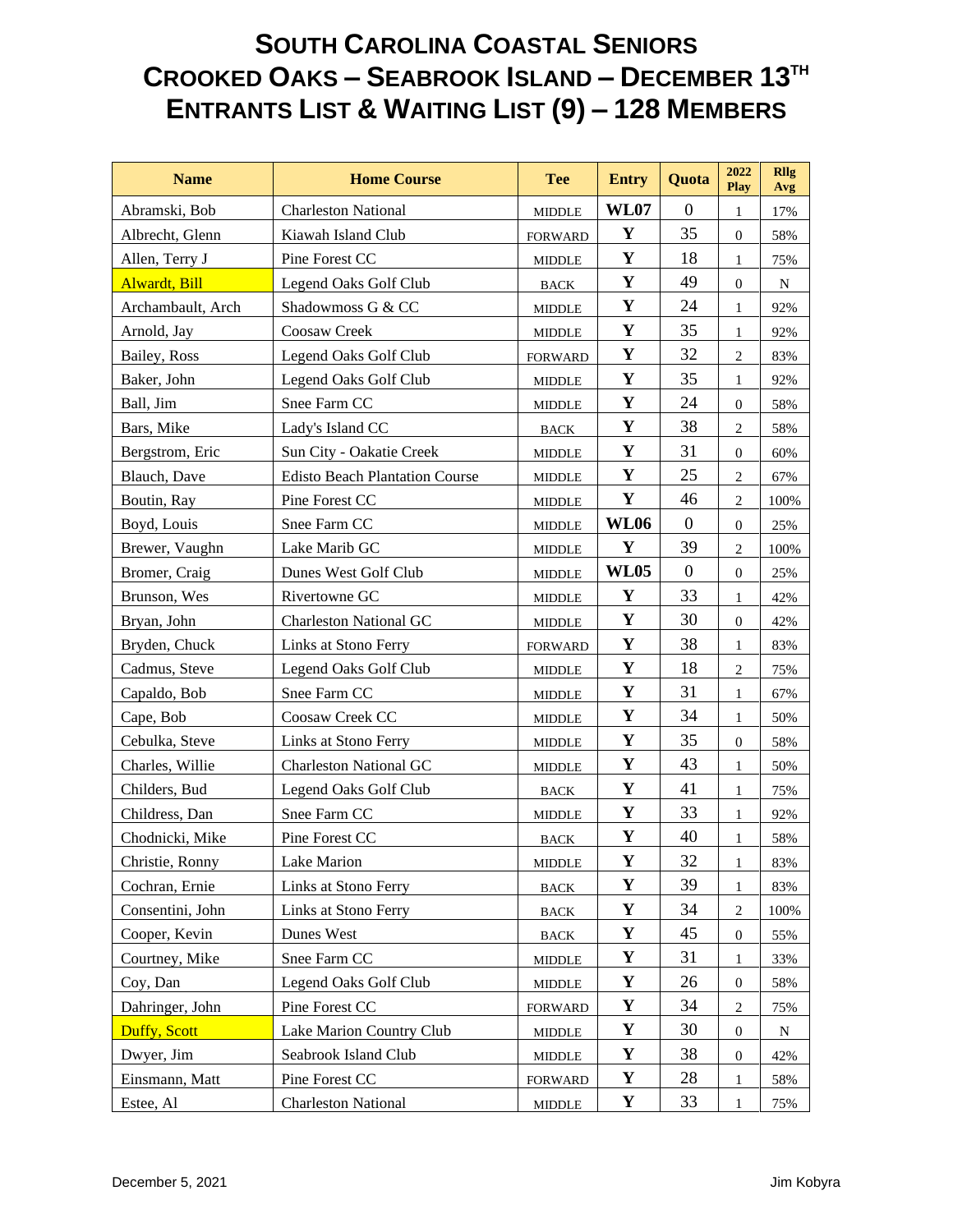# South Carolina Coastal Seniors
# Crooked Oaks – Seabrook Island – December 13th
# Entrants List & Waiting List (9) – 128 Members

| Name | Home Course | Tee | Entry | Quota | 2022 Play | Rllg Avg |
|---|---|---|---|---|---|---|
| Abramski, Bob | Charleston National | MIDDLE | **WL07** | 0 | 1 | 17% |
| Albrecht, Glenn | Kiawah Island Club | FORWARD | **Y** | 35 | 0 | 58% |
| Allen, Terry J | Pine Forest CC | MIDDLE | **Y** | 18 | 1 | 75% |
| Alwardt, Bill | Legend Oaks Golf Club | BACK | **Y** | 49 | 0 | N |
| Archambault, Arch | Shadowmoss G & CC | MIDDLE | **Y** | 24 | 1 | 92% |
| Arnold, Jay | Coosaw Creek | MIDDLE | **Y** | 35 | 1 | 92% |
| Bailey, Ross | Legend Oaks Golf Club | FORWARD | **Y** | 32 | 2 | 83% |
| Baker, John | Legend Oaks Golf Club | MIDDLE | **Y** | 35 | 1 | 92% |
| Ball, Jim | Snee Farm CC | MIDDLE | **Y** | 24 | 0 | 58% |
| Bars, Mike | Lady's Island CC | BACK | **Y** | 38 | 2 | 58% |
| Bergstrom, Eric | Sun City - Oakatie Creek | MIDDLE | **Y** | 31 | 0 | 60% |
| Blauch, Dave | Edisto Beach Plantation Course | MIDDLE | **Y** | 25 | 2 | 67% |
| Boutin, Ray | Pine Forest CC | MIDDLE | **Y** | 46 | 2 | 100% |
| Boyd, Louis | Snee Farm CC | MIDDLE | **WL06** | 0 | 0 | 25% |
| Brewer, Vaughn | Lake Marib GC | MIDDLE | **Y** | 39 | 2 | 100% |
| Bromer, Craig | Dunes West Golf Club | MIDDLE | **WL05** | 0 | 0 | 25% |
| Brunson, Wes | Rivertowne GC | MIDDLE | **Y** | 33 | 1 | 42% |
| Bryan, John | Charleston National GC | MIDDLE | **Y** | 30 | 0 | 42% |
| Bryden, Chuck | Links at Stono Ferry | FORWARD | **Y** | 38 | 1 | 83% |
| Cadmus, Steve | Legend Oaks Golf Club | MIDDLE | **Y** | 18 | 2 | 75% |
| Capaldo, Bob | Snee Farm CC | MIDDLE | **Y** | 31 | 1 | 67% |
| Cape, Bob | Coosaw Creek CC | MIDDLE | **Y** | 34 | 1 | 50% |
| Cebulka, Steve | Links at Stono Ferry | MIDDLE | **Y** | 35 | 0 | 58% |
| Charles, Willie | Charleston National GC | MIDDLE | **Y** | 43 | 1 | 50% |
| Childers, Bud | Legend Oaks Golf Club | BACK | **Y** | 41 | 1 | 75% |
| Childress, Dan | Snee Farm CC | MIDDLE | **Y** | 33 | 1 | 92% |
| Chodnicki, Mike | Pine Forest CC | BACK | **Y** | 40 | 1 | 58% |
| Christie, Ronny | Lake Marion | MIDDLE | **Y** | 32 | 1 | 83% |
| Cochran, Ernie | Links at Stono Ferry | BACK | **Y** | 39 | 1 | 83% |
| Consentini, John | Links at Stono Ferry | BACK | **Y** | 34 | 2 | 100% |
| Cooper, Kevin | Dunes West | BACK | **Y** | 45 | 0 | 55% |
| Courtney, Mike | Snee Farm CC | MIDDLE | **Y** | 31 | 1 | 33% |
| Coy, Dan | Legend Oaks Golf Club | MIDDLE | **Y** | 26 | 0 | 58% |
| Dahringer, John | Pine Forest CC | FORWARD | **Y** | 34 | 2 | 75% |
| Duffy, Scott | Lake Marion Country Club | MIDDLE | **Y** | 30 | 0 | N |
| Dwyer, Jim | Seabrook Island Club | MIDDLE | **Y** | 38 | 0 | 42% |
| Einsmann, Matt | Pine Forest CC | FORWARD | **Y** | 28 | 1 | 58% |
| Estee, Al | Charleston National | MIDDLE | **Y** | 33 | 1 | 75% |

December 5, 2021 Jim Kobyra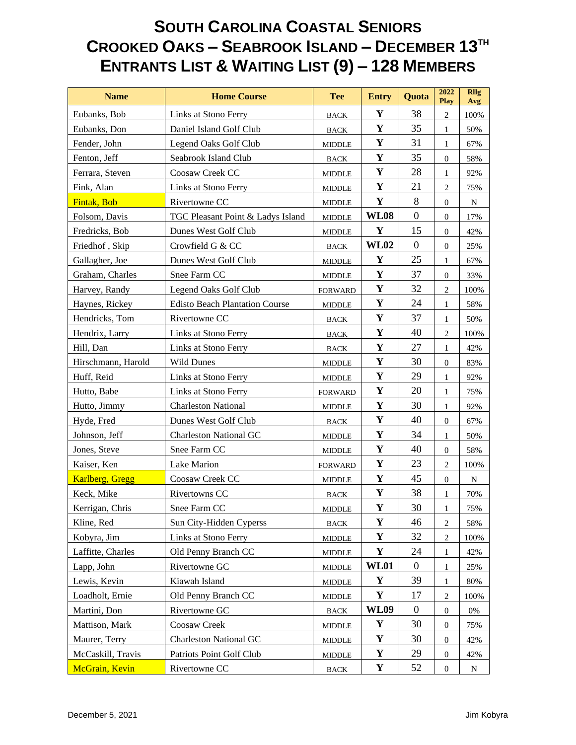# South Carolina Coastal Seniors
# Crooked Oaks – Seabrook Island – December 13[th]
# Entrants List & Waiting List (9) – 128 Members

| Name | Home Course | Tee | Entry | Quota | 2022 Play | Rllg Avg |
|---|---|---|---|---|---|---|
| Eubanks, Bob | Links at Stono Ferry | BACK | Y | 38 | 2 | 100% |
| Eubanks, Don | Daniel Island Golf Club | BACK | Y | 35 | 1 | 50% |
| Fender, John | Legend Oaks Golf Club | MIDDLE | Y | 31 | 1 | 67% |
| Fenton, Jeff | Seabrook Island Club | BACK | Y | 35 | 0 | 58% |
| Ferrara, Steven | Coosaw Creek CC | MIDDLE | Y | 28 | 1 | 92% |
| Fink, Alan | Links at Stono Ferry | MIDDLE | Y | 21 | 2 | 75% |
| Fintak, Bob | Rivertowne CC | MIDDLE | Y | 8 | 0 | N |
| Folsom, Davis | TGC Pleasant Point & Ladys Island | MIDDLE | WL08 | 0 | 0 | 17% |
| Fredricks, Bob | Dunes West Golf Club | MIDDLE | Y | 15 | 0 | 42% |
| Friedhof , Skip | Crowfield G & CC | BACK | WL02 | 0 | 0 | 25% |
| Gallagher, Joe | Dunes West Golf Club | MIDDLE | Y | 25 | 1 | 67% |
| Graham, Charles | Snee Farm CC | MIDDLE | Y | 37 | 0 | 33% |
| Harvey, Randy | Legend Oaks Golf Club | FORWARD | Y | 32 | 2 | 100% |
| Haynes, Rickey | Edisto Beach Plantation Course | MIDDLE | Y | 24 | 1 | 58% |
| Hendricks, Tom | Rivertowne CC | BACK | Y | 37 | 1 | 50% |
| Hendrix, Larry | Links at Stono Ferry | BACK | Y | 40 | 2 | 100% |
| Hill, Dan | Links at Stono Ferry | BACK | Y | 27 | 1 | 42% |
| Hirschmann, Harold | Wild Dunes | MIDDLE | Y | 30 | 0 | 83% |
| Huff, Reid | Links at Stono Ferry | MIDDLE | Y | 29 | 1 | 92% |
| Hutto, Babe | Links at Stono Ferry | FORWARD | Y | 20 | 1 | 75% |
| Hutto, Jimmy | Charleston National | MIDDLE | Y | 30 | 1 | 92% |
| Hyde, Fred | Dunes West Golf Club | BACK | Y | 40 | 0 | 67% |
| Johnson, Jeff | Charleston National GC | MIDDLE | Y | 34 | 1 | 50% |
| Jones, Steve | Snee Farm CC | MIDDLE | Y | 40 | 0 | 58% |
| Kaiser, Ken | Lake Marion | FORWARD | Y | 23 | 2 | 100% |
| Karlberg, Gregg | Coosaw Creek CC | MIDDLE | Y | 45 | 0 | N |
| Keck, Mike | Rivertowns CC | BACK | Y | 38 | 1 | 70% |
| Kerrigan, Chris | Snee Farm CC | MIDDLE | Y | 30 | 1 | 75% |
| Kline, Red | Sun City-Hidden Cyperss | BACK | Y | 46 | 2 | 58% |
| Kobyra, Jim | Links at Stono Ferry | MIDDLE | Y | 32 | 2 | 100% |
| Laffitte, Charles | Old Penny Branch CC | MIDDLE | Y | 24 | 1 | 42% |
| Lapp, John | Rivertowne GC | MIDDLE | WL01 | 0 | 1 | 25% |
| Lewis, Kevin | Kiawah Island | MIDDLE | Y | 39 | 1 | 80% |
| Loadholt, Ernie | Old Penny Branch CC | MIDDLE | Y | 17 | 2 | 100% |
| Martini, Don | Rivertowne GC | BACK | WL09 | 0 | 0 | 0% |
| Mattison, Mark | Coosaw Creek | MIDDLE | Y | 30 | 0 | 75% |
| Maurer, Terry | Charleston National GC | MIDDLE | Y | 30 | 0 | 42% |
| McCaskill, Travis | Patriots Point Golf Club | MIDDLE | Y | 29 | 0 | 42% |
| McGrain, Kevin | Rivertowne CC | BACK | Y | 52 | 0 | N |

December 5, 2021 Jim Kobyra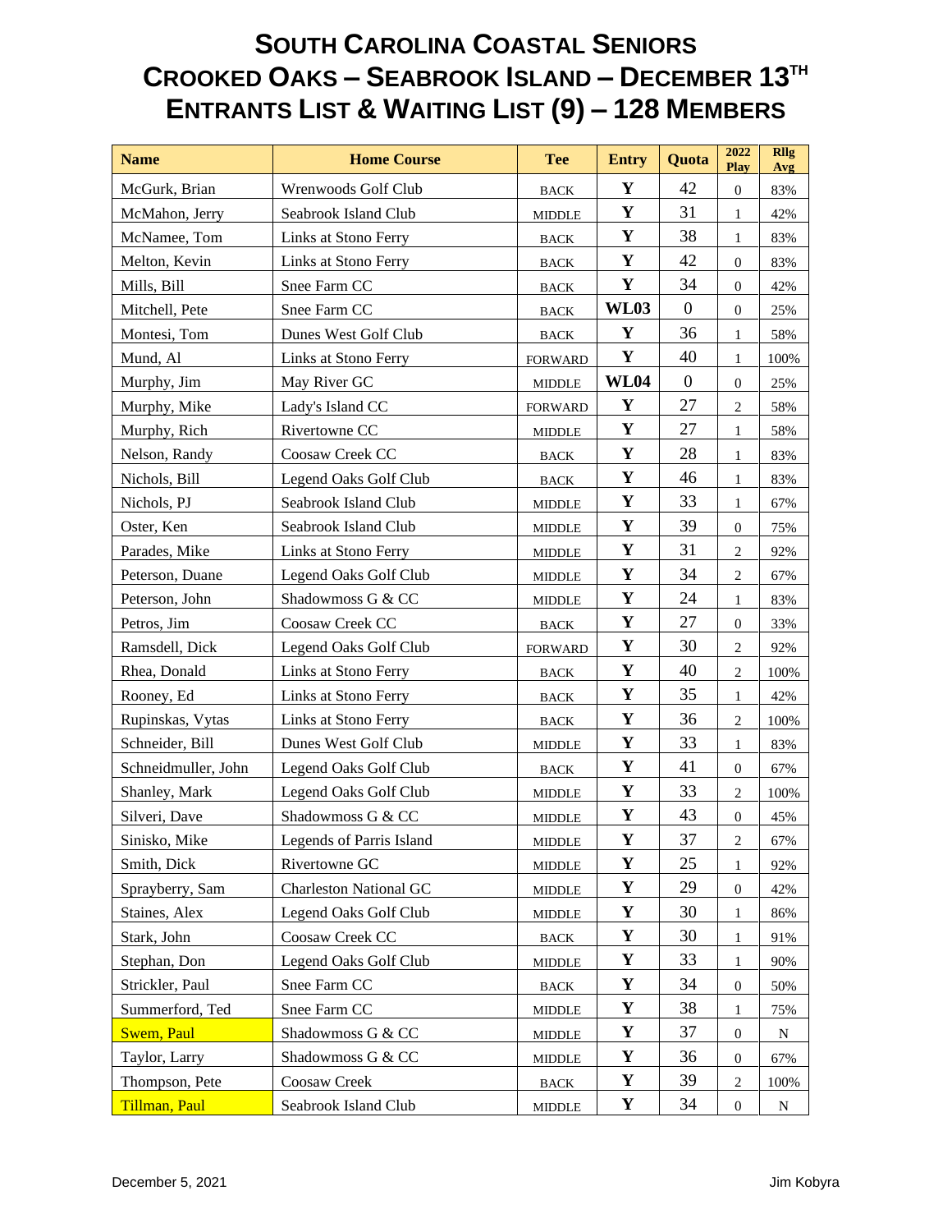# SOUTH CAROLINA COASTAL SENIORS
# CROOKED OAKS – SEABROOK ISLAND – DECEMBER 13TH
# ENTRANTS LIST & WAITING LIST (9) – 128 MEMBERS

| Name | Home Course | Tee | Entry | Quota | 2022 Play | Rllg Avg |
|---|---|---|---|---|---|---|
| McGurk, Brian | Wrenwoods Golf Club | BACK | Y | 42 | 0 | 83% |
| McMahon, Jerry | Seabrook Island Club | MIDDLE | Y | 31 | 1 | 42% |
| McNamee, Tom | Links at Stono Ferry | BACK | Y | 38 | 1 | 83% |
| Melton, Kevin | Links at Stono Ferry | BACK | Y | 42 | 0 | 83% |
| Mills, Bill | Snee Farm CC | BACK | Y | 34 | 0 | 42% |
| Mitchell, Pete | Snee Farm CC | BACK | WL03 | 0 | 0 | 25% |
| Montesi, Tom | Dunes West Golf Club | BACK | Y | 36 | 1 | 58% |
| Mund, Al | Links at Stono Ferry | FORWARD | Y | 40 | 1 | 100% |
| Murphy, Jim | May River GC | MIDDLE | WL04 | 0 | 0 | 25% |
| Murphy, Mike | Lady's Island CC | FORWARD | Y | 27 | 2 | 58% |
| Murphy, Rich | Rivertowne CC | MIDDLE | Y | 27 | 1 | 58% |
| Nelson, Randy | Coosaw Creek CC | BACK | Y | 28 | 1 | 83% |
| Nichols, Bill | Legend Oaks Golf Club | BACK | Y | 46 | 1 | 83% |
| Nichols, PJ | Seabrook Island Club | MIDDLE | Y | 33 | 1 | 67% |
| Oster, Ken | Seabrook Island Club | MIDDLE | Y | 39 | 0 | 75% |
| Parades, Mike | Links at Stono Ferry | MIDDLE | Y | 31 | 2 | 92% |
| Peterson, Duane | Legend Oaks Golf Club | MIDDLE | Y | 34 | 2 | 67% |
| Peterson, John | Shadowmoss G & CC | MIDDLE | Y | 24 | 1 | 83% |
| Petros, Jim | Coosaw Creek CC | BACK | Y | 27 | 0 | 33% |
| Ramsdell, Dick | Legend Oaks Golf Club | FORWARD | Y | 30 | 2 | 92% |
| Rhea, Donald | Links at Stono Ferry | BACK | Y | 40 | 2 | 100% |
| Rooney, Ed | Links at Stono Ferry | BACK | Y | 35 | 1 | 42% |
| Rupinskas, Vytas | Links at Stono Ferry | BACK | Y | 36 | 2 | 100% |
| Schneider, Bill | Dunes West Golf Club | MIDDLE | Y | 33 | 1 | 83% |
| Schneidmuller, John | Legend Oaks Golf Club | BACK | Y | 41 | 0 | 67% |
| Shanley, Mark | Legend Oaks Golf Club | MIDDLE | Y | 33 | 2 | 100% |
| Silveri, Dave | Shadowmoss G & CC | MIDDLE | Y | 43 | 0 | 45% |
| Sinisko, Mike | Legends of Parris Island | MIDDLE | Y | 37 | 2 | 67% |
| Smith, Dick | Rivertowne GC | MIDDLE | Y | 25 | 1 | 92% |
| Sprayberry, Sam | Charleston National GC | MIDDLE | Y | 29 | 0 | 42% |
| Staines, Alex | Legend Oaks Golf Club | MIDDLE | Y | 30 | 1 | 86% |
| Stark, John | Coosaw Creek CC | BACK | Y | 30 | 1 | 91% |
| Stephan, Don | Legend Oaks Golf Club | MIDDLE | Y | 33 | 1 | 90% |
| Strickler, Paul | Snee Farm CC | BACK | Y | 34 | 0 | 50% |
| Summerford, Ted | Snee Farm CC | MIDDLE | Y | 38 | 1 | 75% |
| Swem, Paul | Shadowmoss G & CC | MIDDLE | Y | 37 | 0 | N |
| Taylor, Larry | Shadowmoss G & CC | MIDDLE | Y | 36 | 0 | 67% |
| Thompson, Pete | Coosaw Creek | BACK | Y | 39 | 2 | 100% |
| Tillman, Paul | Seabrook Island Club | MIDDLE | Y | 34 | 0 | N |

December 5, 2021 Jim Kobyra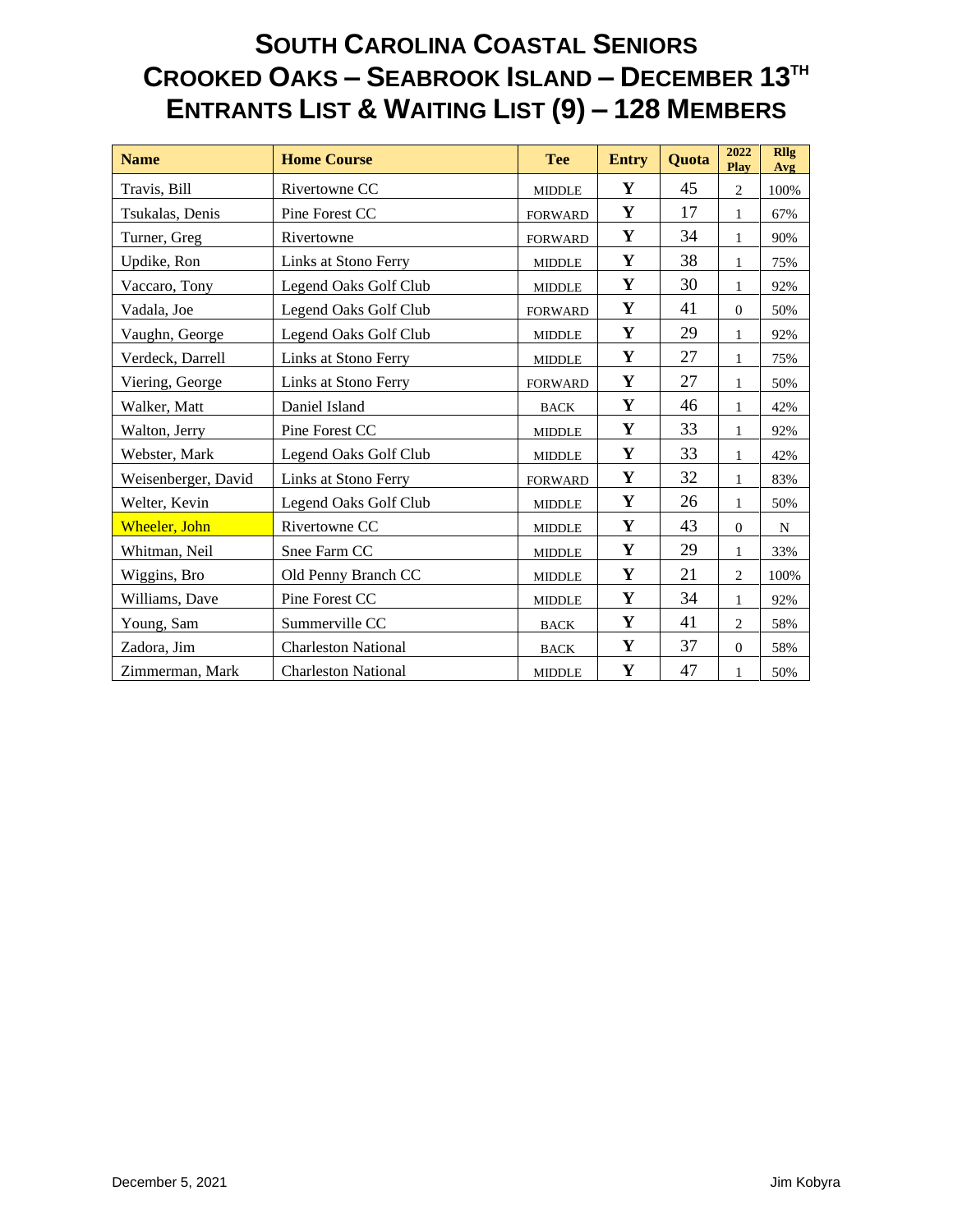# SOUTH CAROLINA COASTAL SENIORS
# CROOKED OAKS – SEABROOK ISLAND – DECEMBER 13TH
# ENTRANTS LIST & WAITING LIST (9) – 128 MEMBERS

| Name | Home Course | Tee | Entry | Quota | 2022 Play | Rllg Avg |
|---|---|---|---|---|---|---|
| Travis, Bill | Rivertowne CC | MIDDLE | Y | 45 | 2 | 100% |
| Tsukalas, Denis | Pine Forest CC | FORWARD | Y | 17 | 1 | 67% |
| Turner, Greg | Rivertowne | FORWARD | Y | 34 | 1 | 90% |
| Updike, Ron | Links at Stono Ferry | MIDDLE | Y | 38 | 1 | 75% |
| Vaccaro, Tony | Legend Oaks Golf Club | MIDDLE | Y | 30 | 1 | 92% |
| Vadala, Joe | Legend Oaks Golf Club | FORWARD | Y | 41 | 0 | 50% |
| Vaughn, George | Legend Oaks Golf Club | MIDDLE | Y | 29 | 1 | 92% |
| Verdeck, Darrell | Links at Stono Ferry | MIDDLE | Y | 27 | 1 | 75% |
| Viering, George | Links at Stono Ferry | FORWARD | Y | 27 | 1 | 50% |
| Walker, Matt | Daniel Island | BACK | Y | 46 | 1 | 42% |
| Walton, Jerry | Pine Forest CC | MIDDLE | Y | 33 | 1 | 92% |
| Webster, Mark | Legend Oaks Golf Club | MIDDLE | Y | 33 | 1 | 42% |
| Weisenberger, David | Links at Stono Ferry | FORWARD | Y | 32 | 1 | 83% |
| Welter, Kevin | Legend Oaks Golf Club | MIDDLE | Y | 26 | 1 | 50% |
| Wheeler, John | Rivertowne CC | MIDDLE | Y | 43 | 0 | N |
| Whitman, Neil | Snee Farm CC | MIDDLE | Y | 29 | 1 | 33% |
| Wiggins, Bro | Old Penny Branch CC | MIDDLE | Y | 21 | 2 | 100% |
| Williams, Dave | Pine Forest CC | MIDDLE | Y | 34 | 1 | 92% |
| Young, Sam | Summerville CC | BACK | Y | 41 | 2 | 58% |
| Zadora, Jim | Charleston National | BACK | Y | 37 | 0 | 58% |
| Zimmerman, Mark | Charleston National | MIDDLE | Y | 47 | 1 | 50% |

December 5, 2021 Jim Kobyra